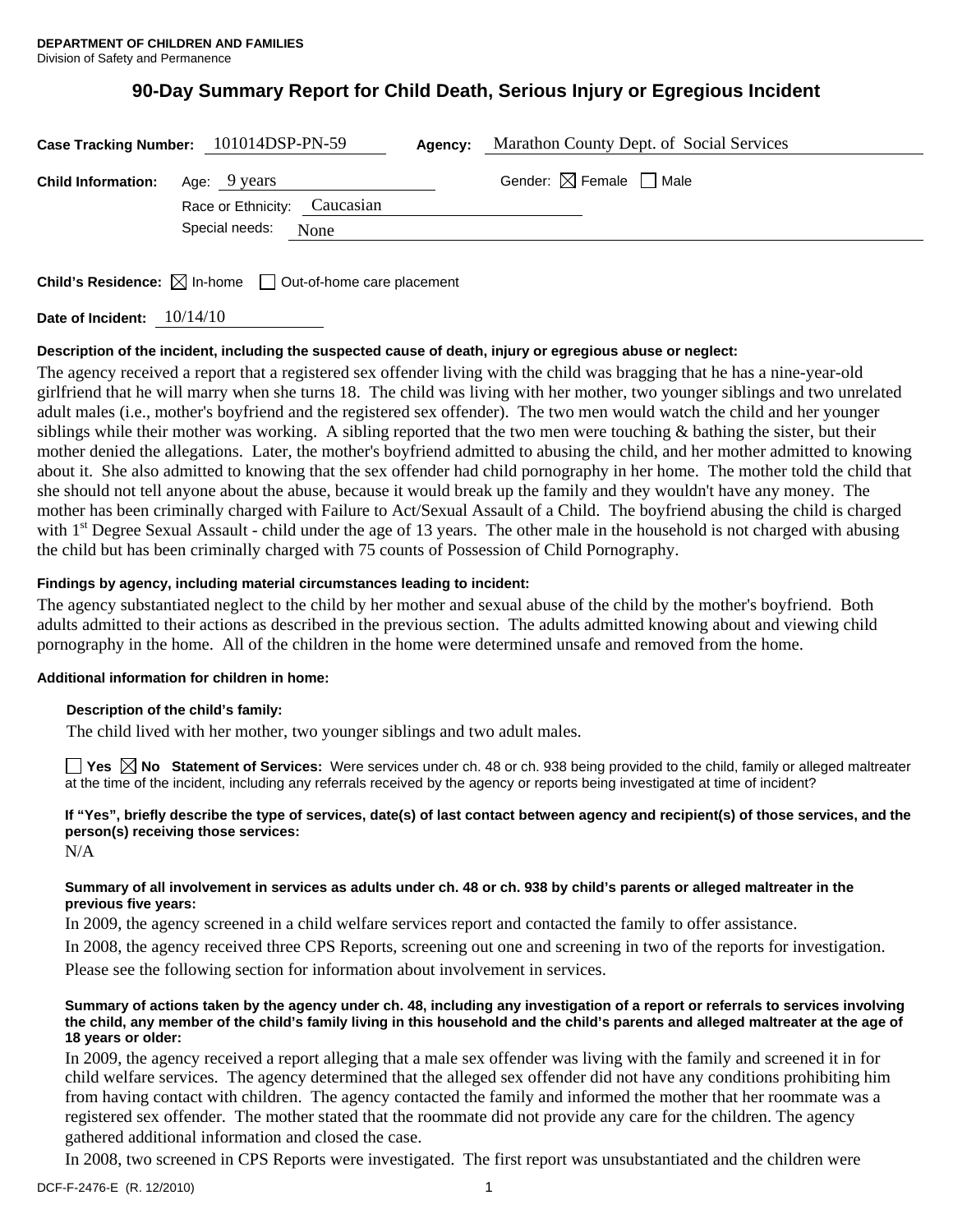**DEPARTMENT OF CHILDREN AND FAMILIES**
Division of Safety and Permanence

# 90-Day Summary Report for Child Death, Serious Injury or Egregious Incident

**Case Tracking Number:** 101014DSP-PN-59 **Agency:** Marathon County Dept. of Social Services

**Child Information:** Age: 9 years Gender: ☒ Female ☐ Male

Race or Ethnicity: Caucasian

Special needs: None

**Child's Residence:** ☒ In-home ☐ Out-of-home care placement

**Date of Incident:** 10/14/10

**Description of the incident, including the suspected cause of death, injury or egregious abuse or neglect:**

The agency received a report that a registered sex offender living with the child was bragging that he has a nine-year-old girlfriend that he will marry when she turns 18. The child was living with her mother, two younger siblings and two unrelated adult males (i.e., mother's boyfriend and the registered sex offender). The two men would watch the child and her younger siblings while their mother was working. A sibling reported that the two men were touching & bathing the sister, but their mother denied the allegations. Later, the mother's boyfriend admitted to abusing the child, and her mother admitted to knowing about it. She also admitted to knowing that the sex offender had child pornography in her home. The mother told the child that she should not tell anyone about the abuse, because it would break up the family and they wouldn't have any money. The mother has been criminally charged with Failure to Act/Sexual Assault of a Child. The boyfriend abusing the child is charged with 1st Degree Sexual Assault - child under the age of 13 years. The other male in the household is not charged with abusing the child but has been criminally charged with 75 counts of Possession of Child Pornography.

**Findings by agency, including material circumstances leading to incident:**

The agency substantiated neglect to the child by her mother and sexual abuse of the child by the mother's boyfriend. Both adults admitted to their actions as described in the previous section. The adults admitted knowing about and viewing child pornography in the home. All of the children in the home were determined unsafe and removed from the home.

**Additional information for children in home:**

**Description of the child's family:**

The child lived with her mother, two younger siblings and two adult males.

☐ **Yes** ☒ **No** **Statement of Services:** Were services under ch. 48 or ch. 938 being provided to the child, family or alleged maltreater at the time of the incident, including any referrals received by the agency or reports being investigated at time of incident?

**If "Yes", briefly describe the type of services, date(s) of last contact between agency and recipient(s) of those services, and the person(s) receiving those services:**

N/A

**Summary of all involvement in services as adults under ch. 48 or ch. 938 by child's parents or alleged maltreater in the previous five years:**

In 2009, the agency screened in a child welfare services report and contacted the family to offer assistance.

In 2008, the agency received three CPS Reports, screening out one and screening in two of the reports for investigation.

Please see the following section for information about involvement in services.

**Summary of actions taken by the agency under ch. 48, including any investigation of a report or referrals to services involving the child, any member of the child's family living in this household and the child's parents and alleged maltreater at the age of 18 years or older:**

In 2009, the agency received a report alleging that a male sex offender was living with the family and screened it in for child welfare services. The agency determined that the alleged sex offender did not have any conditions prohibiting him from having contact with children. The agency contacted the family and informed the mother that her roommate was a registered sex offender. The mother stated that the roommate did not provide any care for the children. The agency gathered additional information and closed the case.

In 2008, two screened in CPS Reports were investigated. The first report was unsubstantiated and the children were

DCF-F-2476-E (R. 12/2010)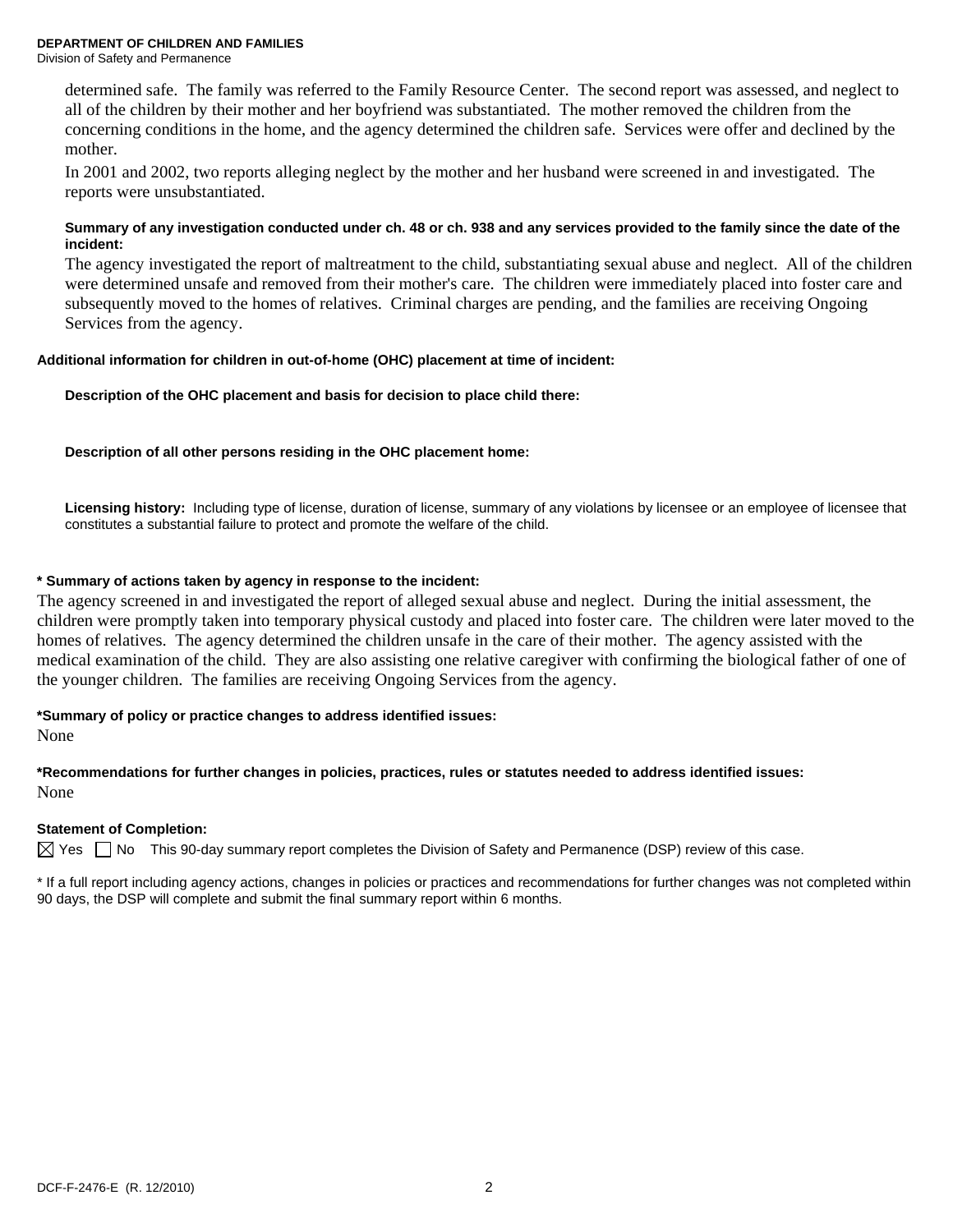determined safe. The family was referred to the Family Resource Center. The second report was assessed, and neglect to all of the children by their mother and her boyfriend was substantiated. The mother removed the children from the concerning conditions in the home, and the agency determined the children safe. Services were offer and declined by the mother.

In 2001 and 2002, two reports alleging neglect by the mother and her husband were screened in and investigated. The reports were unsubstantiated.

**Summary of any investigation conducted under ch. 48 or ch. 938 and any services provided to the family since the date of the incident:**

The agency investigated the report of maltreatment to the child, substantiating sexual abuse and neglect. All of the children were determined unsafe and removed from their mother's care. The children were immediately placed into foster care and subsequently moved to the homes of relatives. Criminal charges are pending, and the families are receiving Ongoing Services from the agency.

**Additional information for children in out-of-home (OHC) placement at time of incident:**

**Description of the OHC placement and basis for decision to place child there:**

**Description of all other persons residing in the OHC placement home:**

**Licensing history:** Including type of license, duration of license, summary of any violations by licensee or an employee of licensee that constitutes a substantial failure to protect and promote the welfare of the child.

**\* Summary of actions taken by agency in response to the incident:**

The agency screened in and investigated the report of alleged sexual abuse and neglect. During the initial assessment, the children were promptly taken into temporary physical custody and placed into foster care. The children were later moved to the homes of relatives. The agency determined the children unsafe in the care of their mother. The agency assisted with the medical examination of the child. They are also assisting one relative caregiver with confirming the biological father of one of the younger children. The families are receiving Ongoing Services from the agency.

**\*Summary of policy or practice changes to address identified issues:**

None

**\*Recommendations for further changes in policies, practices, rules or statutes needed to address identified issues:**

None

**Statement of Completion:**

☒ Yes ☐ No This 90-day summary report completes the Division of Safety and Permanence (DSP) review of this case.

\* If a full report including agency actions, changes in policies or practices and recommendations for further changes was not completed within 90 days, the DSP will complete and submit the final summary report within 6 months.